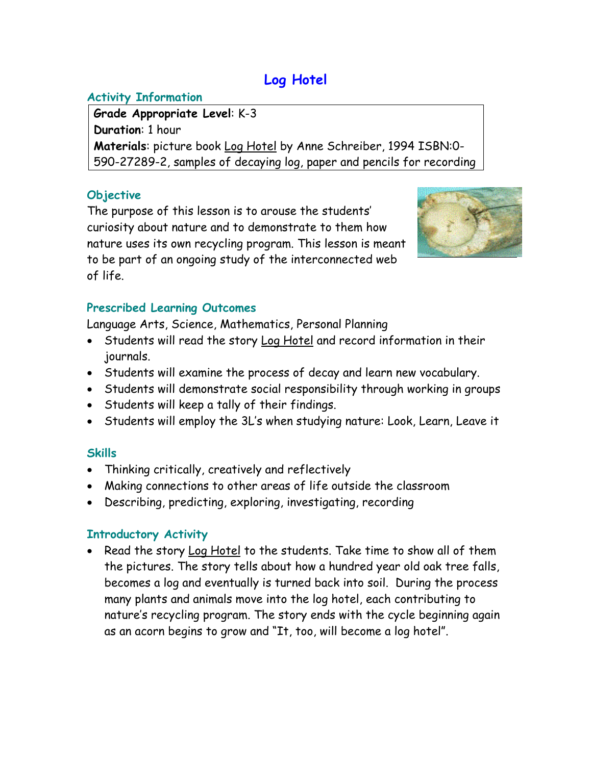# Log Hotel

## Activity Information

**Grade Appropriate Level**: K-3
**Duration**: 1 hour
**Materials**: picture book Log Hotel by Anne Schreiber, 1994 ISBN:0-590-27289-2, samples of decaying log, paper and pencils for recording

## Objective

The purpose of this lesson is to arouse the students' curiosity about nature and to demonstrate to them how nature uses its own recycling program. This lesson is meant to be part of an ongoing study of the interconnected web of life.

## Prescribed Learning Outcomes

Language Arts, Science, Mathematics, Personal Planning

- Students will read the story Log Hotel and record information in their journals.
- Students will examine the process of decay and learn new vocabulary.
- Students will demonstrate social responsibility through working in groups
- Students will keep a tally of their findings.
- Students will employ the 3L's when studying nature: Look, Learn, Leave it

## Skills

- Thinking critically, creatively and reflectively
- Making connections to other areas of life outside the classroom
- Describing, predicting, exploring, investigating, recording

## Introductory Activity

- Read the story Log Hotel to the students. Take time to show all of them the pictures. The story tells about how a hundred year old oak tree falls, becomes a log and eventually is turned back into soil. During the process many plants and animals move into the log hotel, each contributing to nature's recycling program. The story ends with the cycle beginning again as an acorn begins to grow and "It, too, will become a log hotel".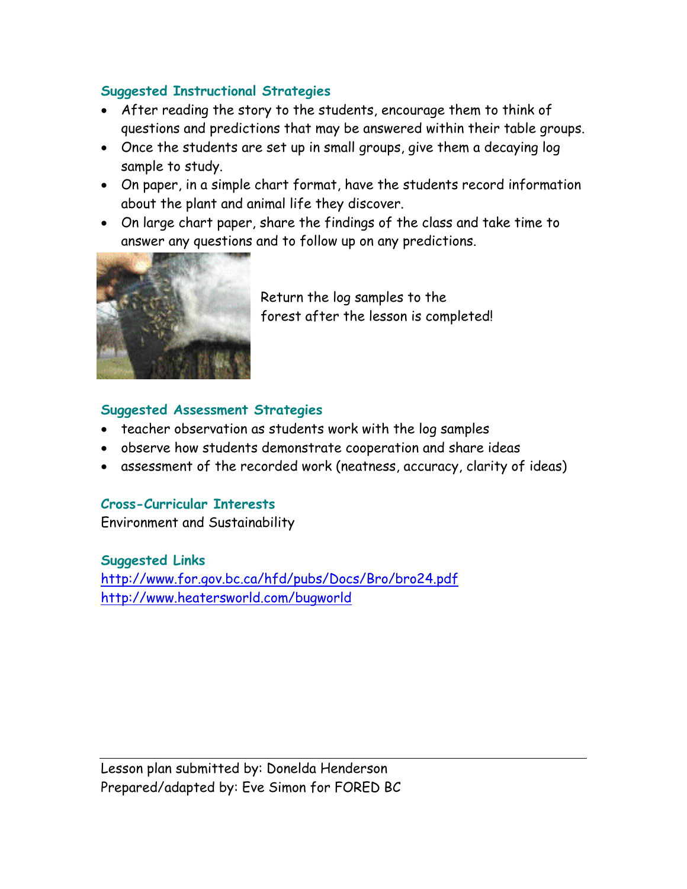### Suggested Instructional Strategies

- After reading the story to the students, encourage them to think of questions and predictions that may be answered within their table groups.
- Once the students are set up in small groups, give them a decaying log sample to study.
- On paper, in a simple chart format, have the students record information about the plant and animal life they discover.
- On large chart paper, share the findings of the class and take time to answer any questions and to follow up on any predictions.

Return the log samples to the forest after the lesson is completed!

### Suggested Assessment Strategies

- teacher observation as students work with the log samples
- observe how students demonstrate cooperation and share ideas
- assessment of the recorded work (neatness, accuracy, clarity of ideas)

### Cross-Curricular Interests

Environment and Sustainability

### Suggested Links

http://www.for.gov.bc.ca/hfd/pubs/Docs/Bro/bro24.pdf
http://www.heatersworld.com/bugworld

---

Lesson plan submitted by: Donelda Henderson
Prepared/adapted by: Eve Simon for FORED BC